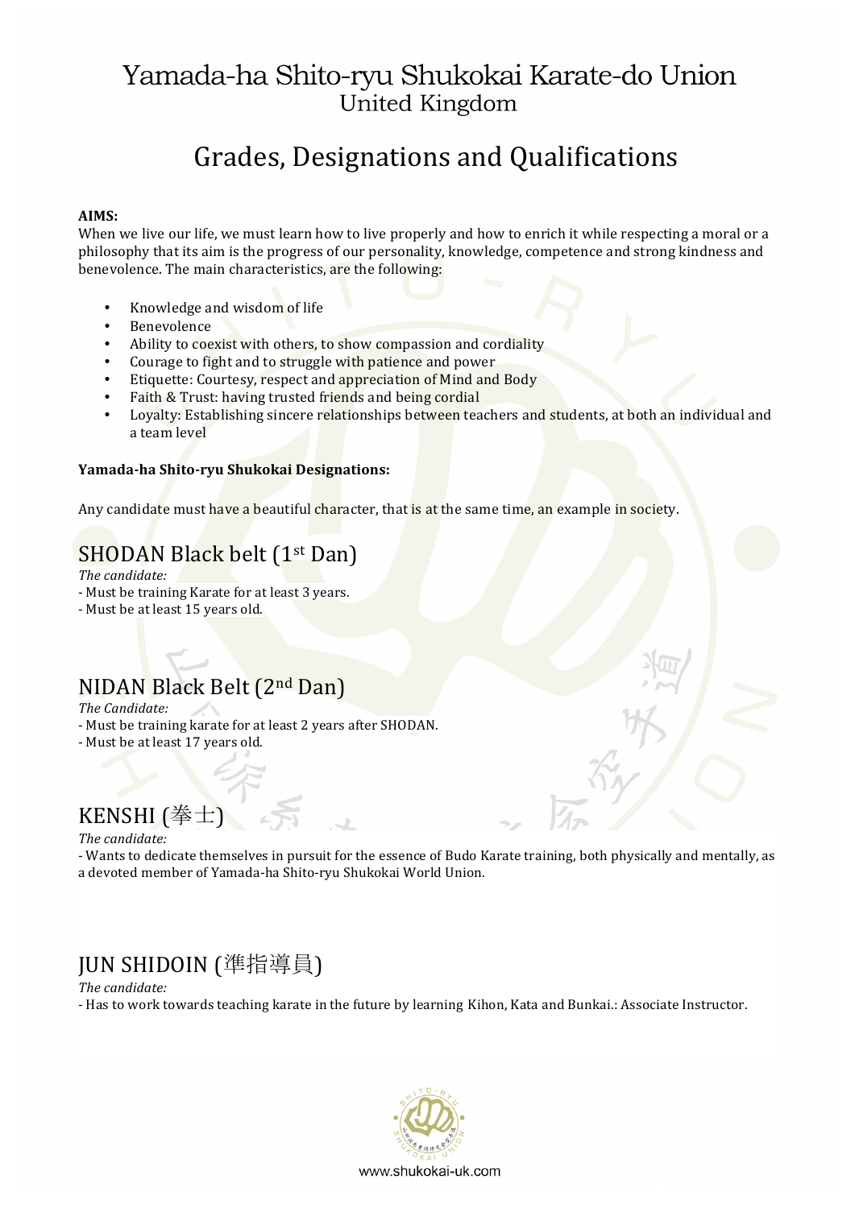# Yamada-ha Shito-ryu Shukokai Karate-do Union
United Kingdom

## Grades, Designations and Qualifications

**AIMS:**
When we live our life, we must learn how to live properly and how to enrich it while respecting a moral or a philosophy that its aim is the progress of our personality, knowledge, competence and strong kindness and benevolence. The main characteristics, are the following:

- Knowledge and wisdom of life
- Benevolence
- Ability to coexist with others, to show compassion and cordiality
- Courage to fight and to struggle with patience and power
- Etiquette: Courtesy, respect and appreciation of Mind and Body
- Faith & Trust: having trusted friends and being cordial
- Loyalty: Establishing sincere relationships between teachers and students, at both an individual and a team level

**Yamada-ha Shito-ryu Shukokai Designations:**

Any candidate must have a beautiful character, that is at the same time, an example in society.

### SHODAN Black belt (1st Dan)

*The candidate:*
- Must be training Karate for at least 3 years.
- Must be at least 15 years old.

### NIDAN Black Belt (2nd Dan)

*The Candidate:*
- Must be training karate for at least 2 years after SHODAN.
- Must be at least 17 years old.

### KENSHI (拳士)

*The candidate:*
- Wants to dedicate themselves in pursuit for the essence of Budo Karate training, both physically and mentally, as a devoted member of Yamada-ha Shito-ryu Shukokai World Union.

### JUN SHIDOIN (準指導員)

*The candidate:*
- Has to work towards teaching karate in the future by learning Kihon, Kata and Bunkai.: Associate Instructor.

www.shukokai-uk.com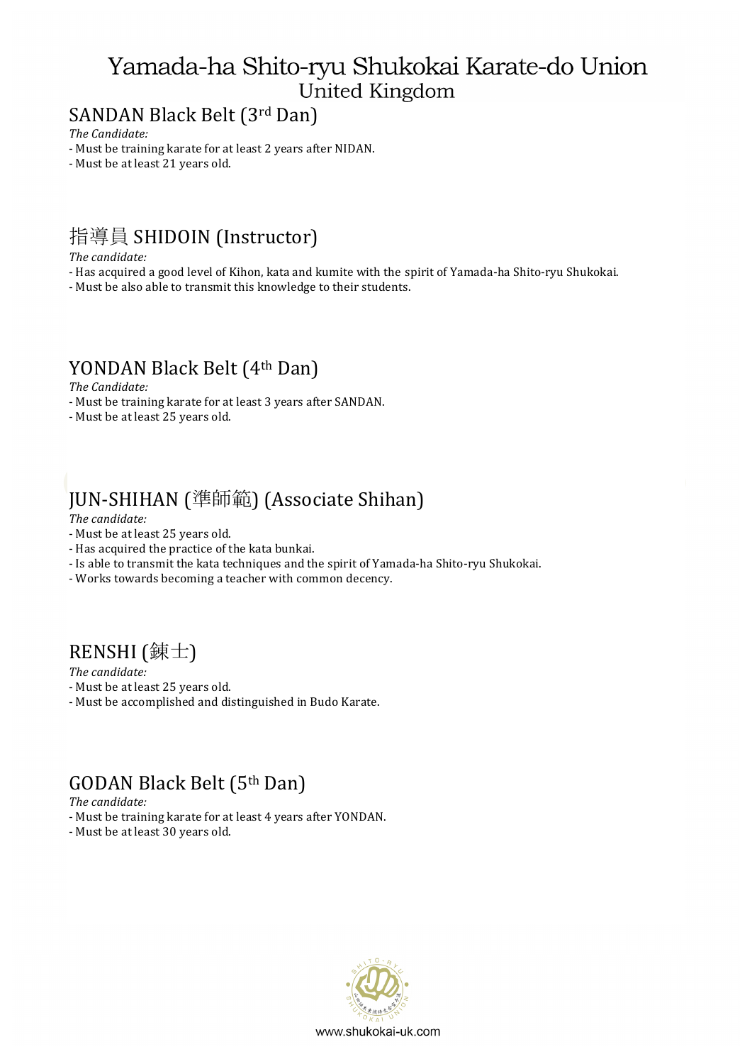## SANDAN Black Belt (3rd Dan)

*The Candidate:*

- Must be training karate for at least 2 years after NIDAN.
- Must be at least 21 years old.

## 指導員 SHIDOIN (Instructor)

*The candidate:*

- Has acquired a good level of Kihon, kata and kumite with the spirit of Yamada-ha Shito-ryu Shukokai.
- Must be also able to transmit this knowledge to their students.

## YONDAN Black Belt (4th Dan)

*The Candidate:*

- Must be training karate for at least 3 years after SANDAN.
- Must be at least 25 years old.

## JUN-SHIHAN (準師範) (Associate Shihan)

*The candidate:*

- Must be at least 25 years old.
- Has acquired the practice of the kata bunkai.
- Is able to transmit the kata techniques and the spirit of Yamada-ha Shito-ryu Shukokai.
- Works towards becoming a teacher with common decency.

## RENSHI (錬士)

*The candidate:*

- Must be at least 25 years old.
- Must be accomplished and distinguished in Budo Karate.

## GODAN Black Belt (5th Dan)

*The candidate:*

- Must be training karate for at least 4 years after YONDAN.
- Must be at least 30 years old.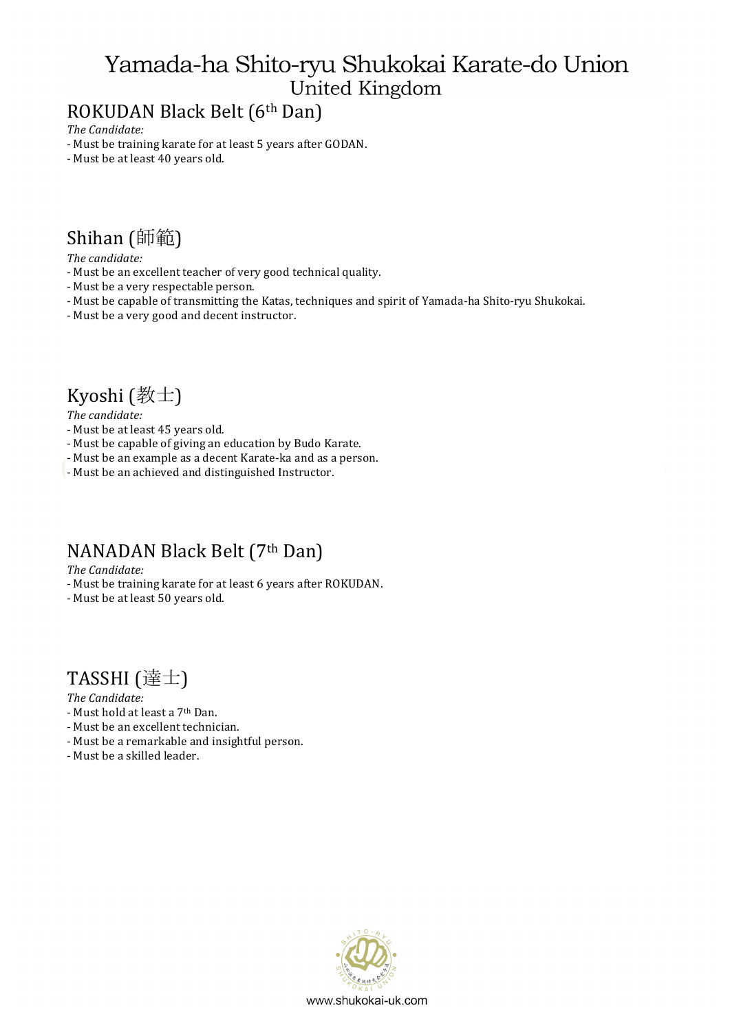# Yamada-ha Shito-ryu Shukokai Karate-do Union
## United Kingdom

## ROKUDAN Black Belt (6th Dan)

*The Candidate:*

- Must be training karate for at least 5 years after GODAN.
- Must be at least 40 years old.

## Shihan (師範)

*The candidate:*

- Must be an excellent teacher of very good technical quality.
- Must be a very respectable person.
- Must be capable of transmitting the Katas, techniques and spirit of Yamada-ha Shito-ryu Shukokai.
- Must be a very good and decent instructor.

## Kyoshi (教士)

*The candidate:*

- Must be at least 45 years old.
- Must be capable of giving an education by Budo Karate.
- Must be an example as a decent Karate-ka and as a person.
- Must be an achieved and distinguished Instructor.

## NANADAN Black Belt (7th Dan)

*The Candidate:*

- Must be training karate for at least 6 years after ROKUDAN.
- Must be at least 50 years old.

## TASSHI (達士)

*The Candidate:*

- Must hold at least a 7th Dan.
- Must be an excellent technician.
- Must be a remarkable and insightful person.
- Must be a skilled leader.

www.shukokai-uk.com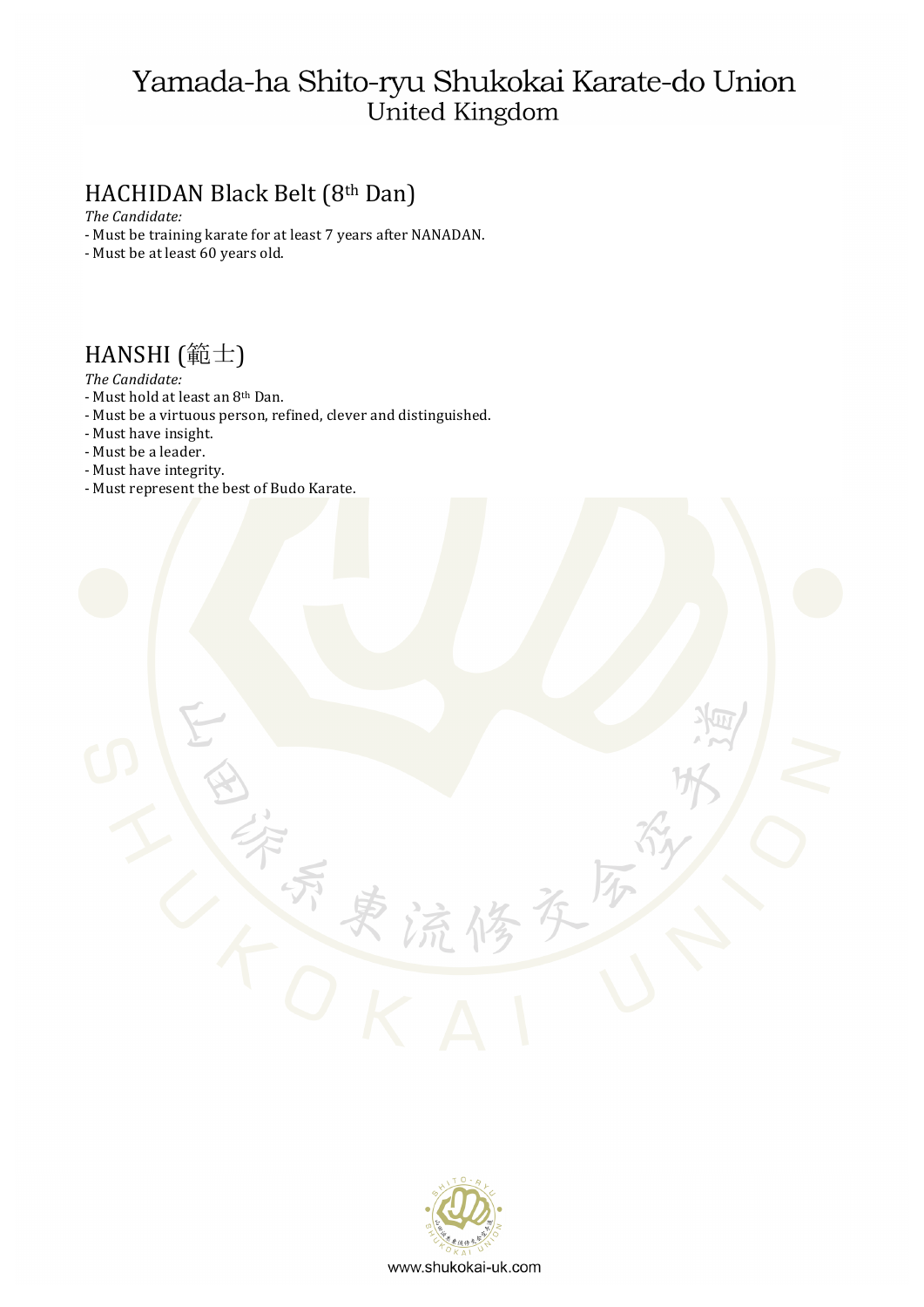# Yamada-ha Shito-ryu Shukokai Karate-do Union
## United Kingdom

## HACHIDAN Black Belt (8th Dan)

*The Candidate:*

- Must be training karate for at least 7 years after NANADAN.
- Must be at least 60 years old.

## HANSHI (範士)

*The Candidate:*

- Must hold at least an 8th Dan.
- Must be a virtuous person, refined, clever and distinguished.
- Must have insight.
- Must be a leader.
- Must have integrity.
- Must represent the best of Budo Karate.

www.shukokai-uk.com